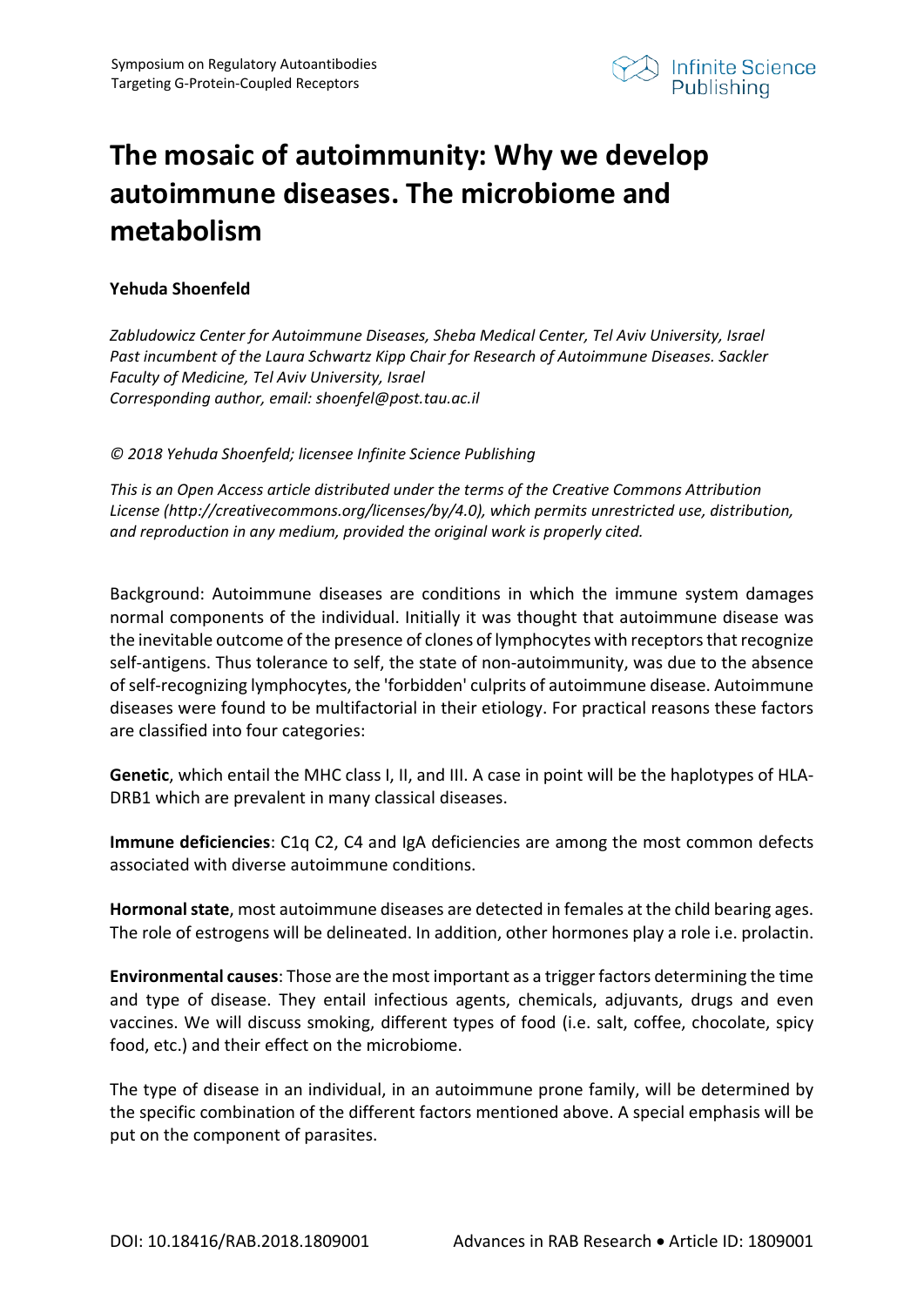# The mosaic of autoimmunity: Why we develop autoimmune diseases. The microbiome and metabolism

**Yehuda Shoenfeld**

*Zabludowicz Center for Autoimmune Diseases, Sheba Medical Center, Tel Aviv University, Israel*
*Past incumbent of the Laura Schwartz Kipp Chair for Research of Autoimmune Diseases. Sackler Faculty of Medicine, Tel Aviv University, Israel*
*Corresponding author, email: shoenfel@post.tau.ac.il*

*© 2018 Yehuda Shoenfeld; licensee Infinite Science Publishing*

*This is an Open Access article distributed under the terms of the Creative Commons Attribution License (http://creativecommons.org/licenses/by/4.0), which permits unrestricted use, distribution, and reproduction in any medium, provided the original work is properly cited.*

Background: Autoimmune diseases are conditions in which the immune system damages normal components of the individual. Initially it was thought that autoimmune disease was the inevitable outcome of the presence of clones of lymphocytes with receptors that recognize self-antigens. Thus tolerance to self, the state of non-autoimmunity, was due to the absence of self-recognizing lymphocytes, the 'forbidden' culprits of autoimmune disease. Autoimmune diseases were found to be multifactorial in their etiology. For practical reasons these factors are classified into four categories:

**Genetic**, which entail the MHC class I, II, and III. A case in point will be the haplotypes of HLA-DRB1 which are prevalent in many classical diseases.

**Immune deficiencies**: C1q C2, C4 and IgA deficiencies are among the most common defects associated with diverse autoimmune conditions.

**Hormonal state**, most autoimmune diseases are detected in females at the child bearing ages. The role of estrogens will be delineated. In addition, other hormones play a role i.e. prolactin.

**Environmental causes**: Those are the most important as a trigger factors determining the time and type of disease. They entail infectious agents, chemicals, adjuvants, drugs and even vaccines. We will discuss smoking, different types of food (i.e. salt, coffee, chocolate, spicy food, etc.) and their effect on the microbiome.

The type of disease in an individual, in an autoimmune prone family, will be determined by the specific combination of the different factors mentioned above. A special emphasis will be put on the component of parasites.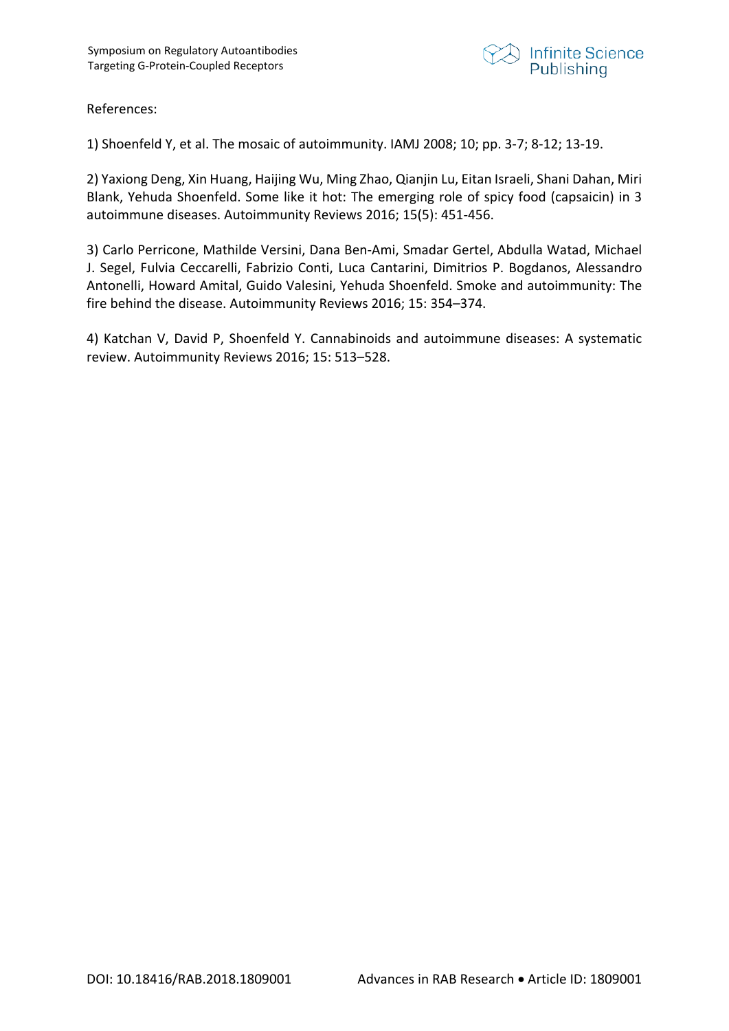References:

1) Shoenfeld Y, et al. The mosaic of autoimmunity. IAMJ 2008; 10; pp. 3-7; 8-12; 13-19.

2) Yaxiong Deng, Xin Huang, Haijing Wu, Ming Zhao, Qianjin Lu, Eitan Israeli, Shani Dahan, Miri Blank, Yehuda Shoenfeld. Some like it hot: The emerging role of spicy food (capsaicin) in 3 autoimmune diseases. Autoimmunity Reviews 2016; 15(5): 451-456.

3) Carlo Perricone, Mathilde Versini, Dana Ben-Ami, Smadar Gertel, Abdulla Watad, Michael J. Segel, Fulvia Ceccarelli, Fabrizio Conti, Luca Cantarini, Dimitrios P. Bogdanos, Alessandro Antonelli, Howard Amital, Guido Valesini, Yehuda Shoenfeld. Smoke and autoimmunity: The fire behind the disease. Autoimmunity Reviews 2016; 15: 354–374.

4) Katchan V, David P, Shoenfeld Y. Cannabinoids and autoimmune diseases: A systematic review. Autoimmunity Reviews 2016; 15: 513–528.